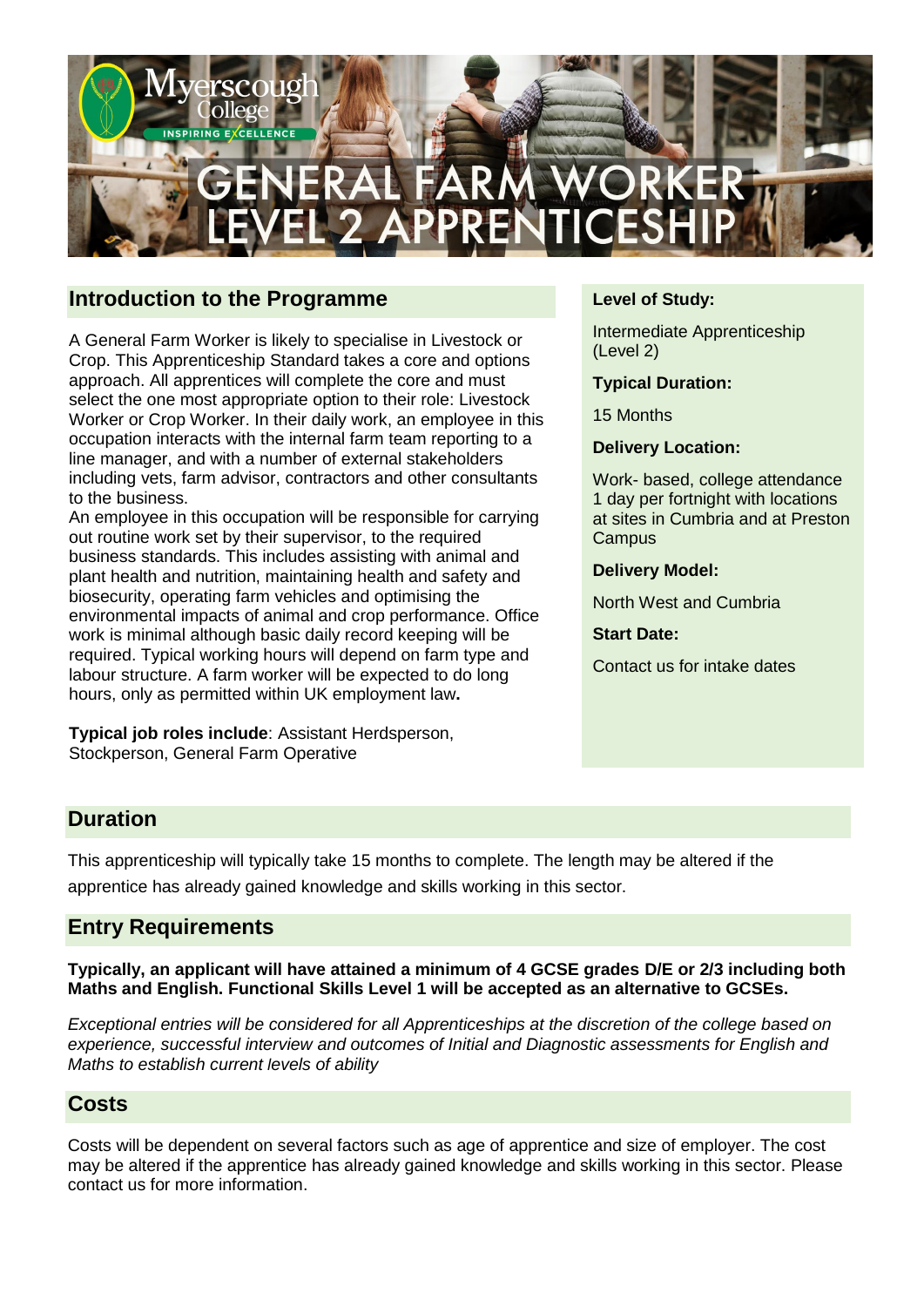Myerscough College
INSPIRING EXCELLENCE

# GENERAL FARM WORKER LEVEL 2 APPRENTICESHIP

## Introduction to the Programme

A General Farm Worker is likely to specialise in Livestock or Crop. This Apprenticeship Standard takes a core and options approach. All apprentices will complete the core and must select the one most appropriate option to their role: Livestock Worker or Crop Worker. In their daily work, an employee in this occupation interacts with the internal farm team reporting to a line manager, and with a number of external stakeholders including vets, farm advisor, contractors and other consultants to the business.
An employee in this occupation will be responsible for carrying out routine work set by their supervisor, to the required business standards. This includes assisting with animal and plant health and nutrition, maintaining health and safety and biosecurity, operating farm vehicles and optimising the environmental impacts of animal and crop performance. Office work is minimal although basic daily record keeping will be required. Typical working hours will depend on farm type and labour structure. A farm worker will be expected to do long hours, only as permitted within UK employment law**.**

**Typical job roles include**: Assistant Herdsperson, Stockperson, General Farm Operative

**Level of Study:**

Intermediate Apprenticeship (Level 2)

**Typical Duration:**

15 Months

**Delivery Location:**

Work- based, college attendance 1 day per fortnight with locations at sites in Cumbria and at Preston Campus

**Delivery Model:**

North West and Cumbria

**Start Date:**

Contact us for intake dates

## Duration

This apprenticeship will typically take 15 months to complete. The length may be altered if the apprentice has already gained knowledge and skills working in this sector.

## Entry Requirements

**Typically, an applicant will have attained a minimum of 4 GCSE grades D/E or 2/3 including both Maths and English. Functional Skills Level 1 will be accepted as an alternative to GCSEs.**

*Exceptional entries will be considered for all Apprenticeships at the discretion of the college based on experience, successful interview and outcomes of Initial and Diagnostic assessments for English and Maths to establish current levels of ability*

## Costs

Costs will be dependent on several factors such as age of apprentice and size of employer. The cost may be altered if the apprentice has already gained knowledge and skills working in this sector. Please contact us for more information.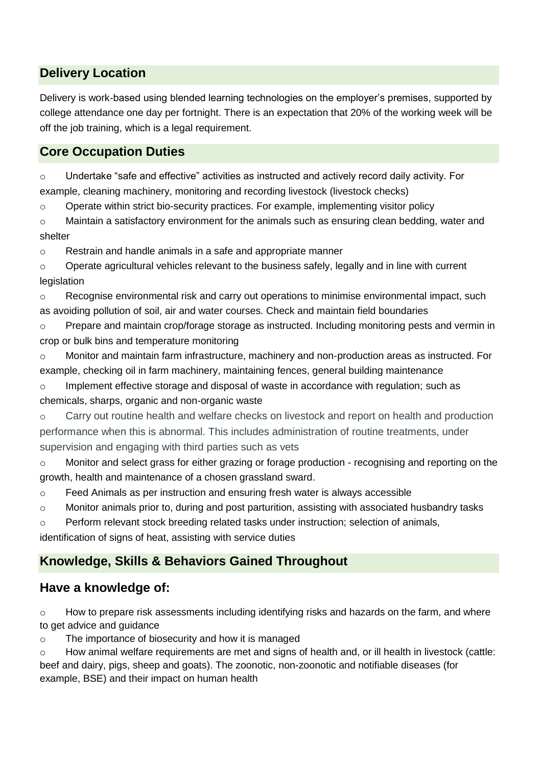## Delivery Location

Delivery is work-based using blended learning technologies on the employer's premises, supported by college attendance one day per fortnight. There is an expectation that 20% of the working week will be off the job training, which is a legal requirement.

## Core Occupation Duties

- Undertake "safe and effective" activities as instructed and actively record daily activity. For example, cleaning machinery, monitoring and recording livestock (livestock checks)
- Operate within strict bio-security practices. For example, implementing visitor policy
- Maintain a satisfactory environment for the animals such as ensuring clean bedding, water and shelter
- Restrain and handle animals in a safe and appropriate manner
- Operate agricultural vehicles relevant to the business safely, legally and in line with current legislation
- Recognise environmental risk and carry out operations to minimise environmental impact, such as avoiding pollution of soil, air and water courses. Check and maintain field boundaries
- Prepare and maintain crop/forage storage as instructed. Including monitoring pests and vermin in crop or bulk bins and temperature monitoring
- Monitor and maintain farm infrastructure, machinery and non-production areas as instructed. For example, checking oil in farm machinery, maintaining fences, general building maintenance
- Implement effective storage and disposal of waste in accordance with regulation; such as chemicals, sharps, organic and non-organic waste
- Carry out routine health and welfare checks on livestock and report on health and production performance when this is abnormal. This includes administration of routine treatments, under supervision and engaging with third parties such as vets
- Monitor and select grass for either grazing or forage production - recognising and reporting on the growth, health and maintenance of a chosen grassland sward.
- Feed Animals as per instruction and ensuring fresh water is always accessible
- Monitor animals prior to, during and post parturition, assisting with associated husbandry tasks
- Perform relevant stock breeding related tasks under instruction; selection of animals, identification of signs of heat, assisting with service duties

## Knowledge, Skills & Behaviors Gained Throughout

## Have a knowledge of:

- How to prepare risk assessments including identifying risks and hazards on the farm, and where to get advice and guidance
- The importance of biosecurity and how it is managed
- How animal welfare requirements are met and signs of health and, or ill health in livestock (cattle: beef and dairy, pigs, sheep and goats). The zoonotic, non-zoonotic and notifiable diseases (for example, BSE) and their impact on human health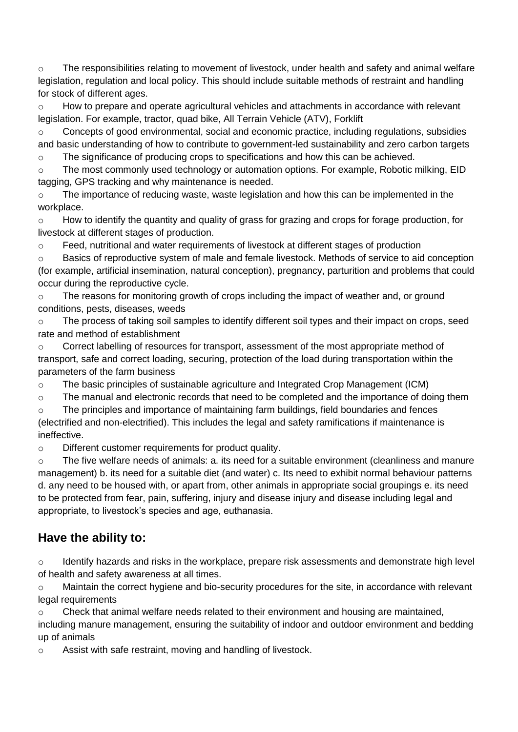- The responsibilities relating to movement of livestock, under health and safety and animal welfare legislation, regulation and local policy. This should include suitable methods of restraint and handling for stock of different ages.
- How to prepare and operate agricultural vehicles and attachments in accordance with relevant legislation. For example, tractor, quad bike, All Terrain Vehicle (ATV), Forklift
- Concepts of good environmental, social and economic practice, including regulations, subsidies and basic understanding of how to contribute to government-led sustainability and zero carbon targets
- The significance of producing crops to specifications and how this can be achieved.
- The most commonly used technology or automation options. For example, Robotic milking, EID tagging, GPS tracking and why maintenance is needed.
- The importance of reducing waste, waste legislation and how this can be implemented in the workplace.
- How to identify the quantity and quality of grass for grazing and crops for forage production, for livestock at different stages of production.
- Feed, nutritional and water requirements of livestock at different stages of production
- Basics of reproductive system of male and female livestock. Methods of service to aid conception (for example, artificial insemination, natural conception), pregnancy, parturition and problems that could occur during the reproductive cycle.
- The reasons for monitoring growth of crops including the impact of weather and, or ground conditions, pests, diseases, weeds
- The process of taking soil samples to identify different soil types and their impact on crops, seed rate and method of establishment
- Correct labelling of resources for transport, assessment of the most appropriate method of transport, safe and correct loading, securing, protection of the load during transportation within the parameters of the farm business
- The basic principles of sustainable agriculture and Integrated Crop Management (ICM)
- The manual and electronic records that need to be completed and the importance of doing them
- The principles and importance of maintaining farm buildings, field boundaries and fences (electrified and non-electrified). This includes the legal and safety ramifications if maintenance is ineffective.
- Different customer requirements for product quality.
- The five welfare needs of animals: a. its need for a suitable environment (cleanliness and manure management) b. its need for a suitable diet (and water) c. Its need to exhibit normal behaviour patterns d. any need to be housed with, or apart from, other animals in appropriate social groupings e. its need to be protected from fear, pain, suffering, injury and disease injury and disease including legal and appropriate, to livestock's species and age, euthanasia.

## Have the ability to:

- Identify hazards and risks in the workplace, prepare risk assessments and demonstrate high level of health and safety awareness at all times.
- Maintain the correct hygiene and bio-security procedures for the site, in accordance with relevant legal requirements
- Check that animal welfare needs related to their environment and housing are maintained, including manure management, ensuring the suitability of indoor and outdoor environment and bedding up of animals
- Assist with safe restraint, moving and handling of livestock.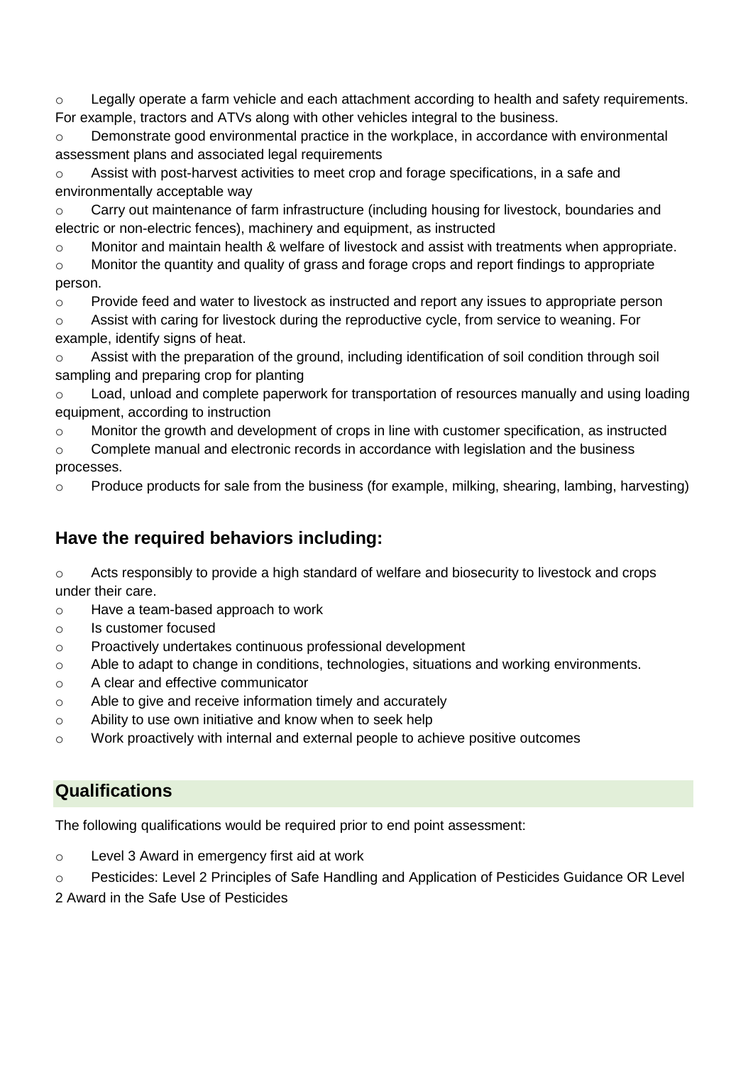- Legally operate a farm vehicle and each attachment according to health and safety requirements. For example, tractors and ATVs along with other vehicles integral to the business.
- Demonstrate good environmental practice in the workplace, in accordance with environmental assessment plans and associated legal requirements
- Assist with post-harvest activities to meet crop and forage specifications, in a safe and environmentally acceptable way
- Carry out maintenance of farm infrastructure (including housing for livestock, boundaries and electric or non-electric fences), machinery and equipment, as instructed
- Monitor and maintain health & welfare of livestock and assist with treatments when appropriate.
- Monitor the quantity and quality of grass and forage crops and report findings to appropriate person.
- Provide feed and water to livestock as instructed and report any issues to appropriate person
- Assist with caring for livestock during the reproductive cycle, from service to weaning. For example, identify signs of heat.
- Assist with the preparation of the ground, including identification of soil condition through soil sampling and preparing crop for planting
- Load, unload and complete paperwork for transportation of resources manually and using loading equipment, according to instruction
- Monitor the growth and development of crops in line with customer specification, as instructed
- Complete manual and electronic records in accordance with legislation and the business processes.
- Produce products for sale from the business (for example, milking, shearing, lambing, harvesting)

## Have the required behaviors including:

- Acts responsibly to provide a high standard of welfare and biosecurity to livestock and crops under their care.
- Have a team-based approach to work
- Is customer focused
- Proactively undertakes continuous professional development
- Able to adapt to change in conditions, technologies, situations and working environments.
- A clear and effective communicator
- Able to give and receive information timely and accurately
- Ability to use own initiative and know when to seek help
- Work proactively with internal and external people to achieve positive outcomes

## Qualifications

The following qualifications would be required prior to end point assessment:

- Level 3 Award in emergency first aid at work
- Pesticides: Level 2 Principles of Safe Handling and Application of Pesticides Guidance OR Level 2 Award in the Safe Use of Pesticides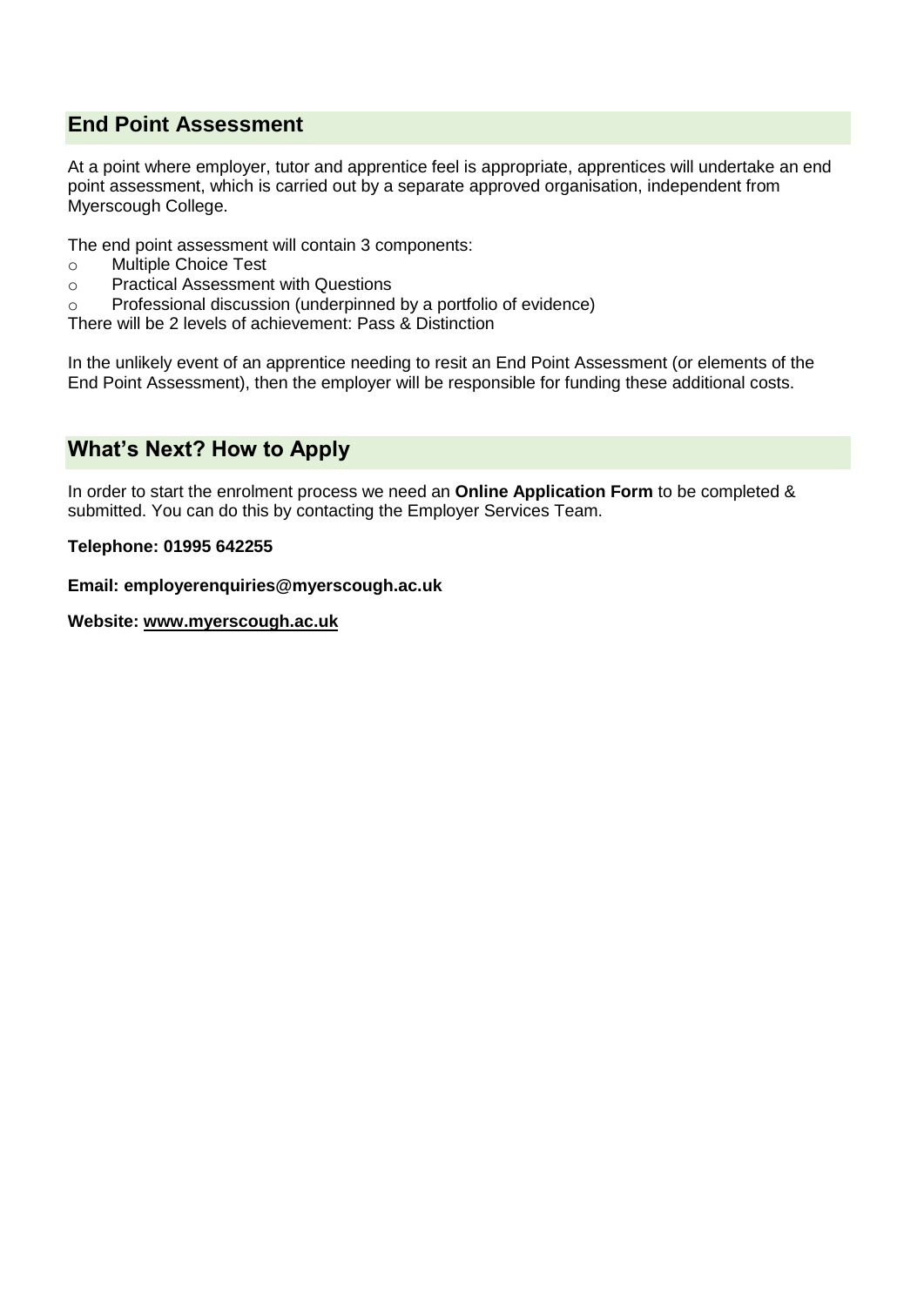## End Point Assessment

At a point where employer, tutor and apprentice feel is appropriate, apprentices will undertake an end point assessment, which is carried out by a separate approved organisation, independent from Myerscough College.

The end point assessment will contain 3 components:

- Multiple Choice Test
- Practical Assessment with Questions
- Professional discussion (underpinned by a portfolio of evidence)

There will be 2 levels of achievement: Pass & Distinction

In the unlikely event of an apprentice needing to resit an End Point Assessment (or elements of the End Point Assessment), then the employer will be responsible for funding these additional costs.

## What's Next? How to Apply

In order to start the enrolment process we need an **Online Application Form** to be completed & submitted. You can do this by contacting the Employer Services Team.

**Telephone: 01995 642255**

**Email: employerenquiries@myerscough.ac.uk**

**Website: www.myerscough.ac.uk**